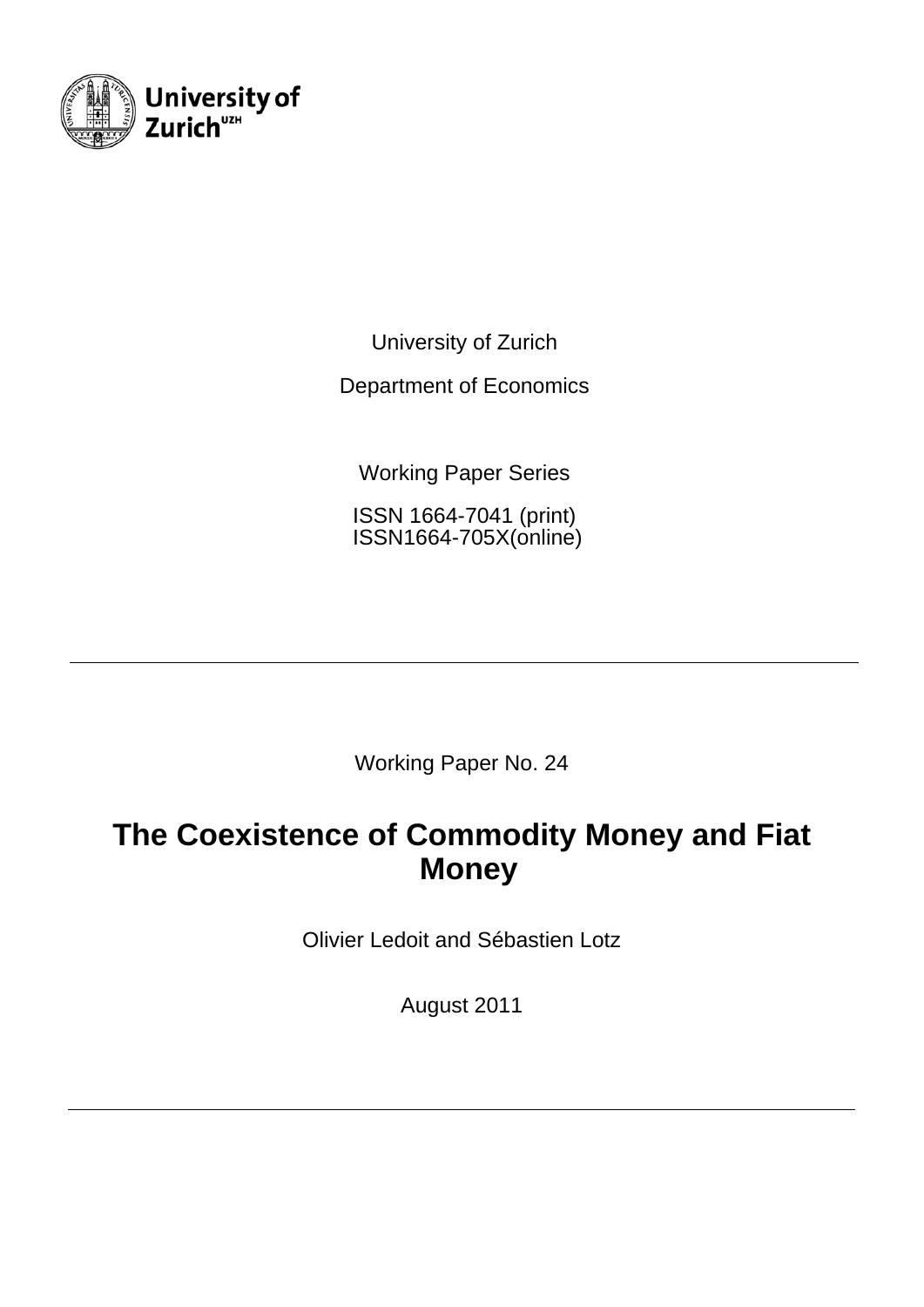University of Zurich

University of Zurich

Department of Economics

Working Paper Series

ISSN 1664-7041 (print)
ISSN1664-705X(online)

---

Working Paper No. 24

# The Coexistence of Commodity Money and Fiat Money

Olivier Ledoit and Sébastien Lotz

August 2011

---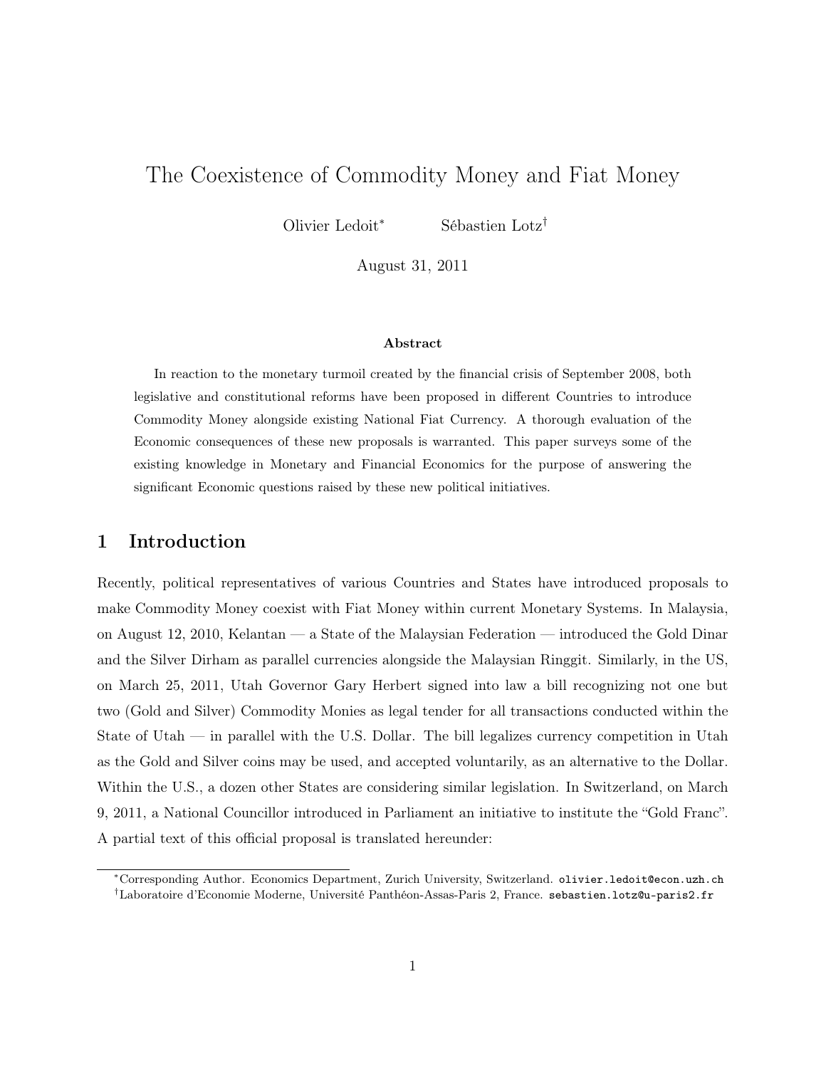# The Coexistence of Commodity Money and Fiat Money

Olivier Ledoit[*] Sébastien Lotz[†]

August 31, 2011

**Abstract**

In reaction to the monetary turmoil created by the financial crisis of September 2008, both legislative and constitutional reforms have been proposed in different Countries to introduce Commodity Money alongside existing National Fiat Currency. A thorough evaluation of the Economic consequences of these new proposals is warranted. This paper surveys some of the existing knowledge in Monetary and Financial Economics for the purpose of answering the significant Economic questions raised by these new political initiatives.

## 1 Introduction

Recently, political representatives of various Countries and States have introduced proposals to make Commodity Money coexist with Fiat Money within current Monetary Systems. In Malaysia, on August 12, 2010, Kelantan — a State of the Malaysian Federation — introduced the Gold Dinar and the Silver Dirham as parallel currencies alongside the Malaysian Ringgit. Similarly, in the US, on March 25, 2011, Utah Governor Gary Herbert signed into law a bill recognizing not one but two (Gold and Silver) Commodity Monies as legal tender for all transactions conducted within the State of Utah — in parallel with the U.S. Dollar. The bill legalizes currency competition in Utah as the Gold and Silver coins may be used, and accepted voluntarily, as an alternative to the Dollar. Within the U.S., a dozen other States are considering similar legislation. In Switzerland, on March 9, 2011, a National Councillor introduced in Parliament an initiative to institute the "Gold Franc". A partial text of this official proposal is translated hereunder:

[*] Corresponding Author. Economics Department, Zurich University, Switzerland. olivier.ledoit@econ.uzh.ch

[†] Laboratoire d'Economie Moderne, Université Panthéon-Assas-Paris 2, France. sebastien.lotz@u-paris2.fr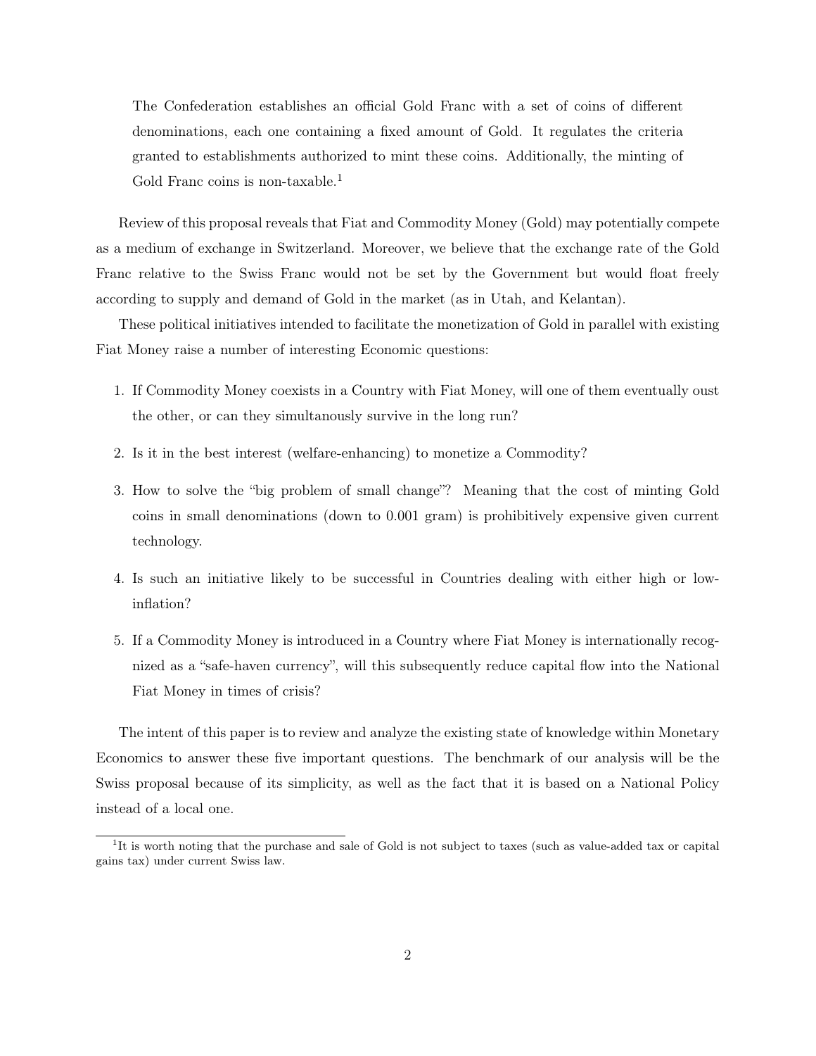> The Confederation establishes an official Gold Franc with a set of coins of different denominations, each one containing a fixed amount of Gold. It regulates the criteria granted to establishments authorized to mint these coins. Additionally, the minting of Gold Franc coins is non-taxable.[1]

Review of this proposal reveals that Fiat and Commodity Money (Gold) may potentially compete as a medium of exchange in Switzerland. Moreover, we believe that the exchange rate of the Gold Franc relative to the Swiss Franc would not be set by the Government but would float freely according to supply and demand of Gold in the market (as in Utah, and Kelantan).

These political initiatives intended to facilitate the monetization of Gold in parallel with existing Fiat Money raise a number of interesting Economic questions:

1. If Commodity Money coexists in a Country with Fiat Money, will one of them eventually oust the other, or can they simultanously survive in the long run?
2. Is it in the best interest (welfare-enhancing) to monetize a Commodity?
3. How to solve the "big problem of small change"? Meaning that the cost of minting Gold coins in small denominations (down to 0.001 gram) is prohibitively expensive given current technology.
4. Is such an initiative likely to be successful in Countries dealing with either high or low-inflation?
5. If a Commodity Money is introduced in a Country where Fiat Money is internationally recognized as a "safe-haven currency", will this subsequently reduce capital flow into the National Fiat Money in times of crisis?

The intent of this paper is to review and analyze the existing state of knowledge within Monetary Economics to answer these five important questions. The benchmark of our analysis will be the Swiss proposal because of its simplicity, as well as the fact that it is based on a National Policy instead of a local one.

[1] It is worth noting that the purchase and sale of Gold is not subject to taxes (such as value-added tax or capital gains tax) under current Swiss law.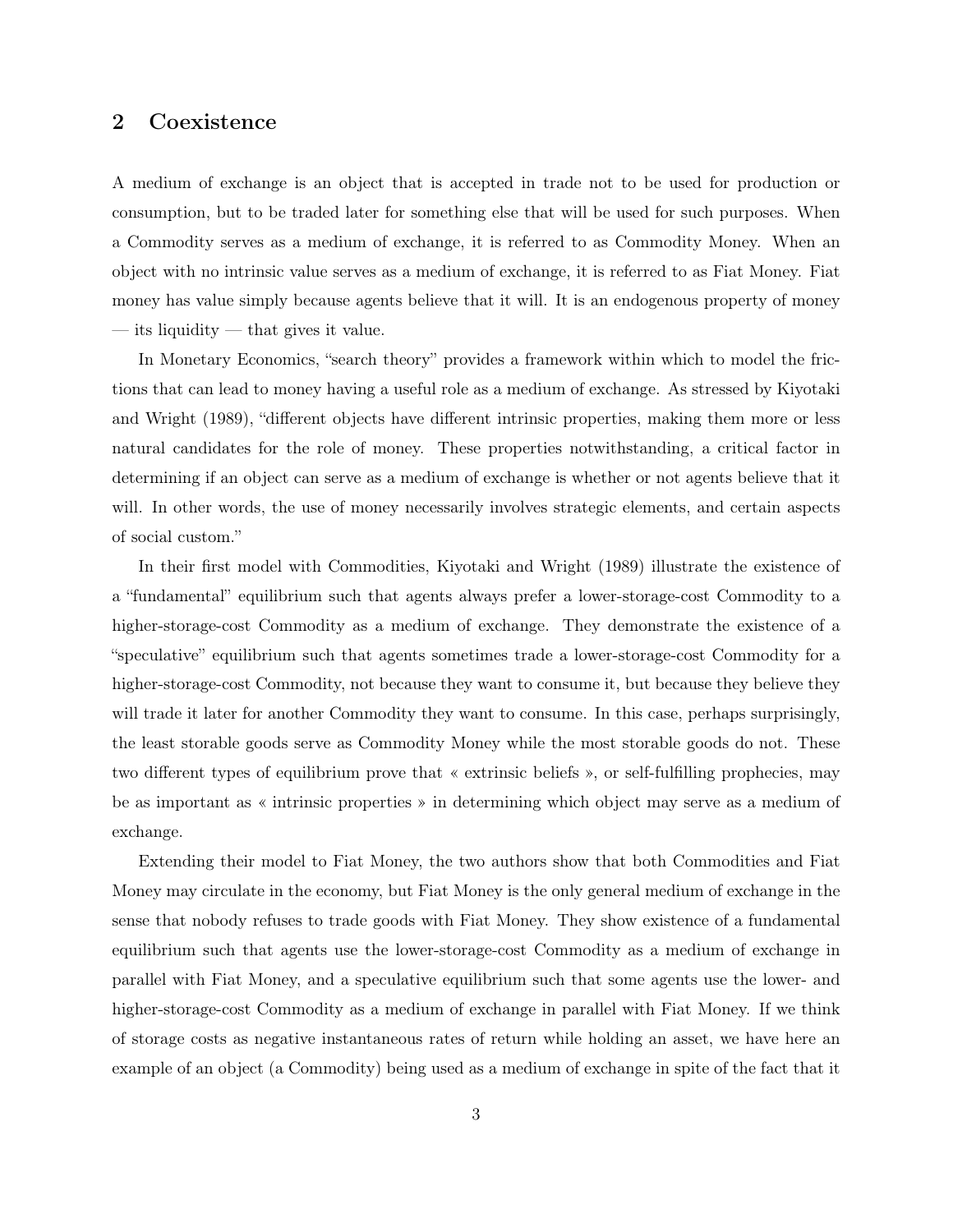## 2 Coexistence

A medium of exchange is an object that is accepted in trade not to be used for production or consumption, but to be traded later for something else that will be used for such purposes. When a Commodity serves as a medium of exchange, it is referred to as Commodity Money. When an object with no intrinsic value serves as a medium of exchange, it is referred to as Fiat Money. Fiat money has value simply because agents believe that it will. It is an endogenous property of money — its liquidity — that gives it value.

In Monetary Economics, "search theory" provides a framework within which to model the frictions that can lead to money having a useful role as a medium of exchange. As stressed by Kiyotaki and Wright (1989), "different objects have different intrinsic properties, making them more or less natural candidates for the role of money. These properties notwithstanding, a critical factor in determining if an object can serve as a medium of exchange is whether or not agents believe that it will. In other words, the use of money necessarily involves strategic elements, and certain aspects of social custom."

In their first model with Commodities, Kiyotaki and Wright (1989) illustrate the existence of a "fundamental" equilibrium such that agents always prefer a lower-storage-cost Commodity to a higher-storage-cost Commodity as a medium of exchange. They demonstrate the existence of a "speculative" equilibrium such that agents sometimes trade a lower-storage-cost Commodity for a higher-storage-cost Commodity, not because they want to consume it, but because they believe they will trade it later for another Commodity they want to consume. In this case, perhaps surprisingly, the least storable goods serve as Commodity Money while the most storable goods do not. These two different types of equilibrium prove that « extrinsic beliefs », or self-fulfilling prophecies, may be as important as « intrinsic properties » in determining which object may serve as a medium of exchange.

Extending their model to Fiat Money, the two authors show that both Commodities and Fiat Money may circulate in the economy, but Fiat Money is the only general medium of exchange in the sense that nobody refuses to trade goods with Fiat Money. They show existence of a fundamental equilibrium such that agents use the lower-storage-cost Commodity as a medium of exchange in parallel with Fiat Money, and a speculative equilibrium such that some agents use the lower- and higher-storage-cost Commodity as a medium of exchange in parallel with Fiat Money. If we think of storage costs as negative instantaneous rates of return while holding an asset, we have here an example of an object (a Commodity) being used as a medium of exchange in spite of the fact that it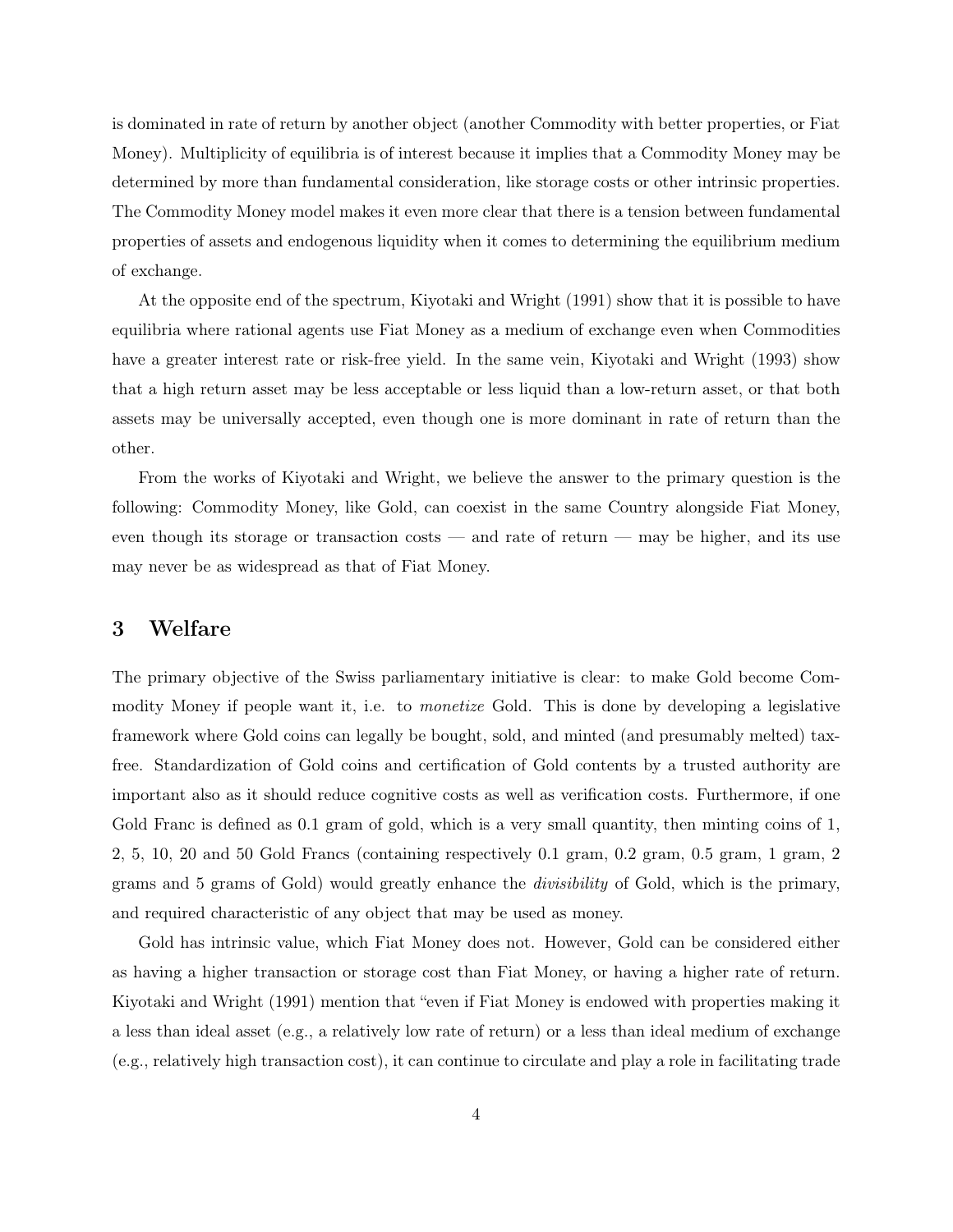is dominated in rate of return by another object (another Commodity with better properties, or Fiat Money). Multiplicity of equilibria is of interest because it implies that a Commodity Money may be determined by more than fundamental consideration, like storage costs or other intrinsic properties. The Commodity Money model makes it even more clear that there is a tension between fundamental properties of assets and endogenous liquidity when it comes to determining the equilibrium medium of exchange.

At the opposite end of the spectrum, Kiyotaki and Wright (1991) show that it is possible to have equilibria where rational agents use Fiat Money as a medium of exchange even when Commodities have a greater interest rate or risk-free yield. In the same vein, Kiyotaki and Wright (1993) show that a high return asset may be less acceptable or less liquid than a low-return asset, or that both assets may be universally accepted, even though one is more dominant in rate of return than the other.

From the works of Kiyotaki and Wright, we believe the answer to the primary question is the following: Commodity Money, like Gold, can coexist in the same Country alongside Fiat Money, even though its storage or transaction costs — and rate of return — may be higher, and its use may never be as widespread as that of Fiat Money.

## 3 Welfare

The primary objective of the Swiss parliamentary initiative is clear: to make Gold become Commodity Money if people want it, i.e. to *monetize* Gold. This is done by developing a legislative framework where Gold coins can legally be bought, sold, and minted (and presumably melted) tax-free. Standardization of Gold coins and certification of Gold contents by a trusted authority are important also as it should reduce cognitive costs as well as verification costs. Furthermore, if one Gold Franc is defined as 0.1 gram of gold, which is a very small quantity, then minting coins of 1, 2, 5, 10, 20 and 50 Gold Francs (containing respectively 0.1 gram, 0.2 gram, 0.5 gram, 1 gram, 2 grams and 5 grams of Gold) would greatly enhance the *divisibility* of Gold, which is the primary, and required characteristic of any object that may be used as money.

Gold has intrinsic value, which Fiat Money does not. However, Gold can be considered either as having a higher transaction or storage cost than Fiat Money, or having a higher rate of return. Kiyotaki and Wright (1991) mention that "even if Fiat Money is endowed with properties making it a less than ideal asset (e.g., a relatively low rate of return) or a less than ideal medium of exchange (e.g., relatively high transaction cost), it can continue to circulate and play a role in facilitating trade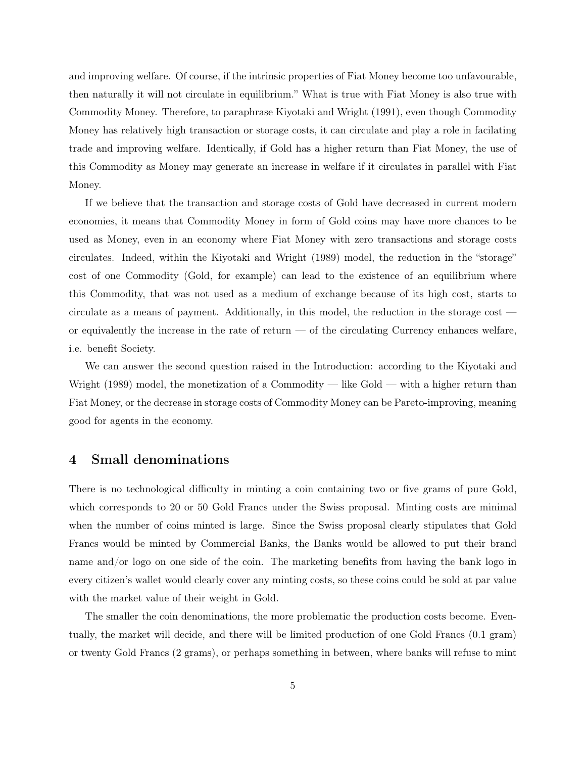and improving welfare. Of course, if the intrinsic properties of Fiat Money become too unfavourable, then naturally it will not circulate in equilibrium." What is true with Fiat Money is also true with Commodity Money. Therefore, to paraphrase Kiyotaki and Wright (1991), even though Commodity Money has relatively high transaction or storage costs, it can circulate and play a role in facilating trade and improving welfare. Identically, if Gold has a higher return than Fiat Money, the use of this Commodity as Money may generate an increase in welfare if it circulates in parallel with Fiat Money.

If we believe that the transaction and storage costs of Gold have decreased in current modern economies, it means that Commodity Money in form of Gold coins may have more chances to be used as Money, even in an economy where Fiat Money with zero transactions and storage costs circulates. Indeed, within the Kiyotaki and Wright (1989) model, the reduction in the "storage" cost of one Commodity (Gold, for example) can lead to the existence of an equilibrium where this Commodity, that was not used as a medium of exchange because of its high cost, starts to circulate as a means of payment. Additionally, in this model, the reduction in the storage cost — or equivalently the increase in the rate of return — of the circulating Currency enhances welfare, i.e. benefit Society.

We can answer the second question raised in the Introduction: according to the Kiyotaki and Wright (1989) model, the monetization of a Commodity — like Gold — with a higher return than Fiat Money, or the decrease in storage costs of Commodity Money can be Pareto-improving, meaning good for agents in the economy.

## 4 Small denominations

There is no technological difficulty in minting a coin containing two or five grams of pure Gold, which corresponds to 20 or 50 Gold Francs under the Swiss proposal. Minting costs are minimal when the number of coins minted is large. Since the Swiss proposal clearly stipulates that Gold Francs would be minted by Commercial Banks, the Banks would be allowed to put their brand name and/or logo on one side of the coin. The marketing benefits from having the bank logo in every citizen's wallet would clearly cover any minting costs, so these coins could be sold at par value with the market value of their weight in Gold.

The smaller the coin denominations, the more problematic the production costs become. Eventually, the market will decide, and there will be limited production of one Gold Francs (0.1 gram) or twenty Gold Francs (2 grams), or perhaps something in between, where banks will refuse to mint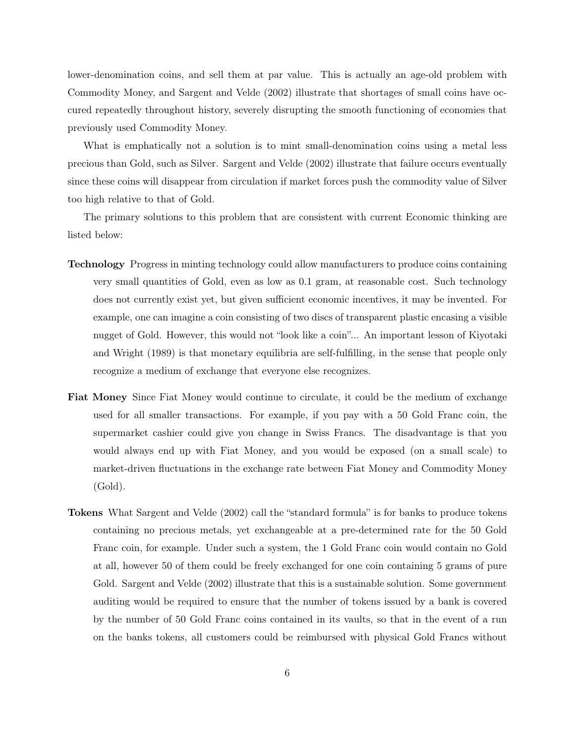lower-denomination coins, and sell them at par value. This is actually an age-old problem with Commodity Money, and Sargent and Velde (2002) illustrate that shortages of small coins have occured repeatedly throughout history, severely disrupting the smooth functioning of economies that previously used Commodity Money.

What is emphatically not a solution is to mint small-denomination coins using a metal less precious than Gold, such as Silver. Sargent and Velde (2002) illustrate that failure occurs eventually since these coins will disappear from circulation if market forces push the commodity value of Silver too high relative to that of Gold.

The primary solutions to this problem that are consistent with current Economic thinking are listed below:

**Technology** Progress in minting technology could allow manufacturers to produce coins containing very small quantities of Gold, even as low as 0.1 gram, at reasonable cost. Such technology does not currently exist yet, but given sufficient economic incentives, it may be invented. For example, one can imagine a coin consisting of two discs of transparent plastic encasing a visible nugget of Gold. However, this would not "look like a coin"... An important lesson of Kiyotaki and Wright (1989) is that monetary equilibria are self-fulfilling, in the sense that people only recognize a medium of exchange that everyone else recognizes.

**Fiat Money** Since Fiat Money would continue to circulate, it could be the medium of exchange used for all smaller transactions. For example, if you pay with a 50 Gold Franc coin, the supermarket cashier could give you change in Swiss Francs. The disadvantage is that you would always end up with Fiat Money, and you would be exposed (on a small scale) to market-driven fluctuations in the exchange rate between Fiat Money and Commodity Money (Gold).

**Tokens** What Sargent and Velde (2002) call the "standard formula" is for banks to produce tokens containing no precious metals, yet exchangeable at a pre-determined rate for the 50 Gold Franc coin, for example. Under such a system, the 1 Gold Franc coin would contain no Gold at all, however 50 of them could be freely exchanged for one coin containing 5 grams of pure Gold. Sargent and Velde (2002) illustrate that this is a sustainable solution. Some government auditing would be required to ensure that the number of tokens issued by a bank is covered by the number of 50 Gold Franc coins contained in its vaults, so that in the event of a run on the banks tokens, all customers could be reimbursed with physical Gold Francs without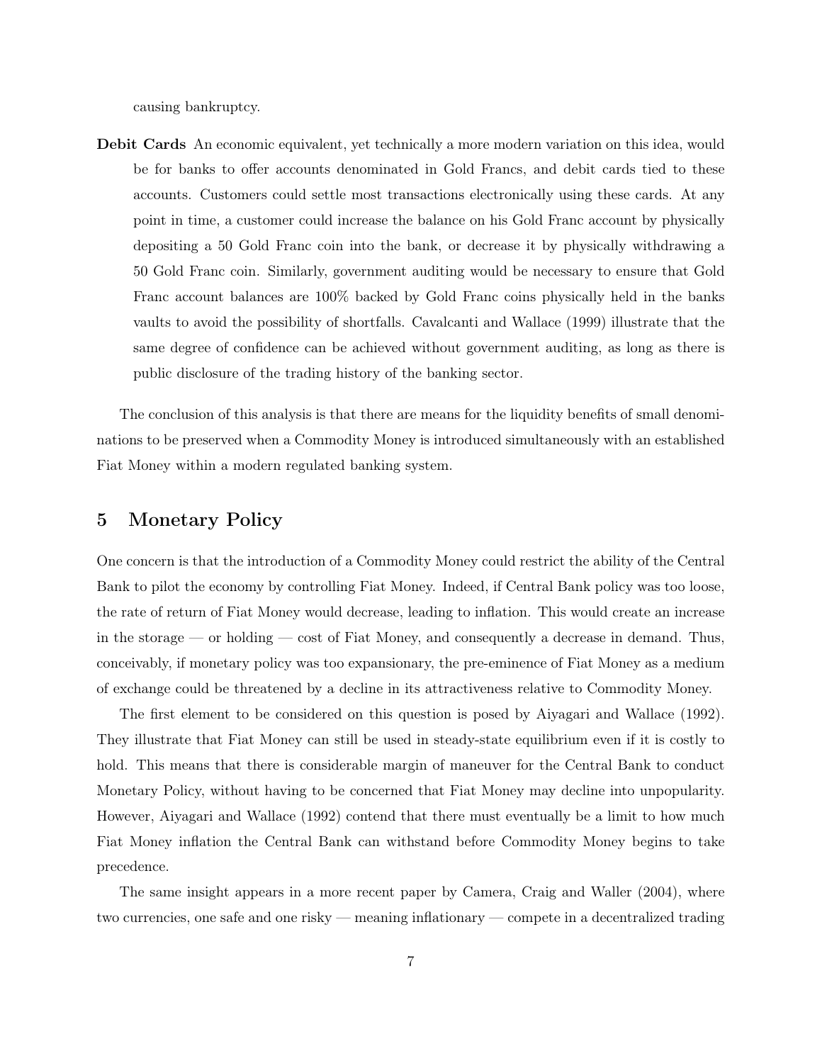causing bankruptcy.

**Debit Cards** An economic equivalent, yet technically a more modern variation on this idea, would be for banks to offer accounts denominated in Gold Francs, and debit cards tied to these accounts. Customers could settle most transactions electronically using these cards. At any point in time, a customer could increase the balance on his Gold Franc account by physically depositing a 50 Gold Franc coin into the bank, or decrease it by physically withdrawing a 50 Gold Franc coin. Similarly, government auditing would be necessary to ensure that Gold Franc account balances are 100% backed by Gold Franc coins physically held in the banks vaults to avoid the possibility of shortfalls. Cavalcanti and Wallace (1999) illustrate that the same degree of confidence can be achieved without government auditing, as long as there is public disclosure of the trading history of the banking sector.

The conclusion of this analysis is that there are means for the liquidity benefits of small denominations to be preserved when a Commodity Money is introduced simultaneously with an established Fiat Money within a modern regulated banking system.

## 5 Monetary Policy

One concern is that the introduction of a Commodity Money could restrict the ability of the Central Bank to pilot the economy by controlling Fiat Money. Indeed, if Central Bank policy was too loose, the rate of return of Fiat Money would decrease, leading to inflation. This would create an increase in the storage — or holding — cost of Fiat Money, and consequently a decrease in demand. Thus, conceivably, if monetary policy was too expansionary, the pre-eminence of Fiat Money as a medium of exchange could be threatened by a decline in its attractiveness relative to Commodity Money.

The first element to be considered on this question is posed by Aiyagari and Wallace (1992). They illustrate that Fiat Money can still be used in steady-state equilibrium even if it is costly to hold. This means that there is considerable margin of maneuver for the Central Bank to conduct Monetary Policy, without having to be concerned that Fiat Money may decline into unpopularity. However, Aiyagari and Wallace (1992) contend that there must eventually be a limit to how much Fiat Money inflation the Central Bank can withstand before Commodity Money begins to take precedence.

The same insight appears in a more recent paper by Camera, Craig and Waller (2004), where two currencies, one safe and one risky — meaning inflationary — compete in a decentralized trading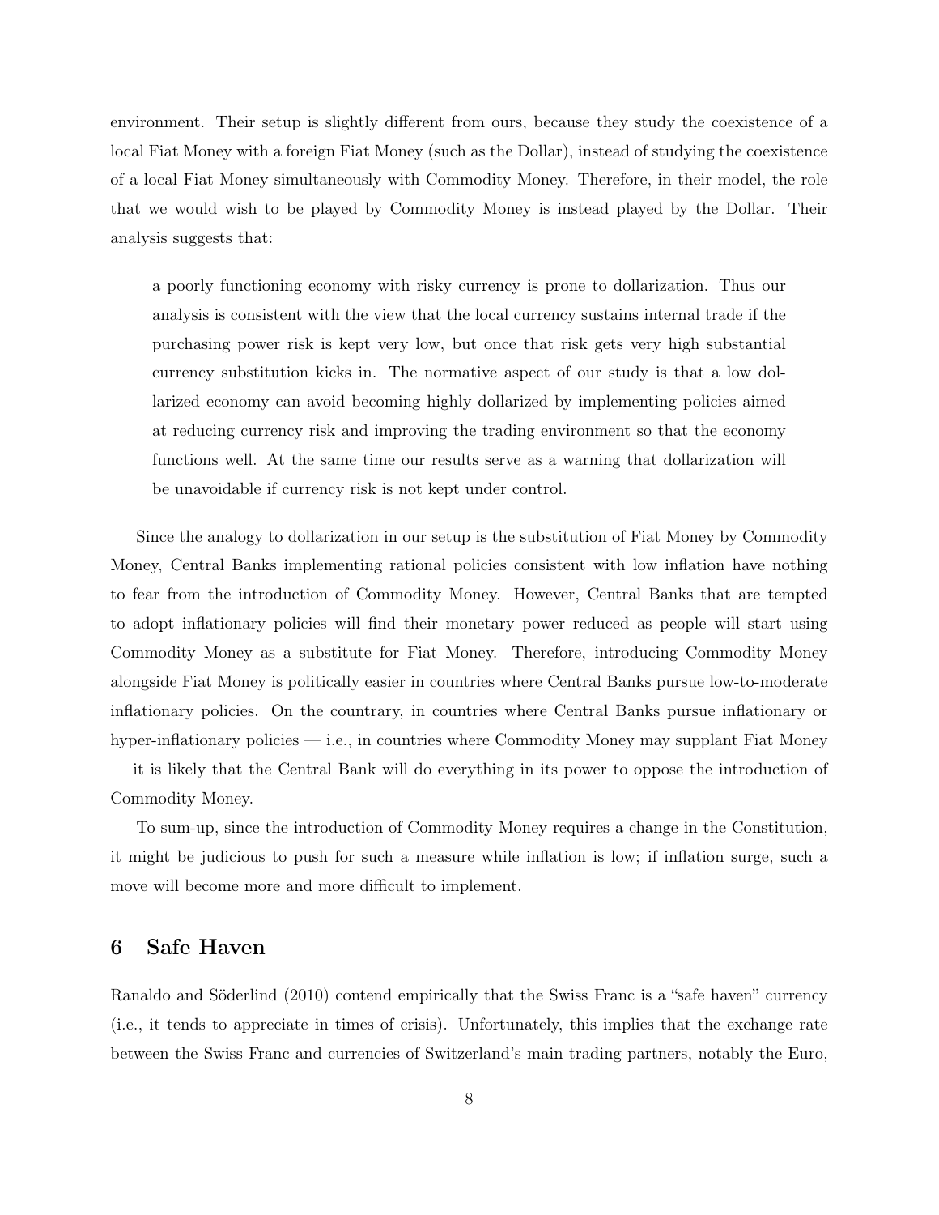environment. Their setup is slightly different from ours, because they study the coexistence of a local Fiat Money with a foreign Fiat Money (such as the Dollar), instead of studying the coexistence of a local Fiat Money simultaneously with Commodity Money. Therefore, in their model, the role that we would wish to be played by Commodity Money is instead played by the Dollar. Their analysis suggests that:

> a poorly functioning economy with risky currency is prone to dollarization. Thus our analysis is consistent with the view that the local currency sustains internal trade if the purchasing power risk is kept very low, but once that risk gets very high substantial currency substitution kicks in. The normative aspect of our study is that a low dollarized economy can avoid becoming highly dollarized by implementing policies aimed at reducing currency risk and improving the trading environment so that the economy functions well. At the same time our results serve as a warning that dollarization will be unavoidable if currency risk is not kept under control.

Since the analogy to dollarization in our setup is the substitution of Fiat Money by Commodity Money, Central Banks implementing rational policies consistent with low inflation have nothing to fear from the introduction of Commodity Money. However, Central Banks that are tempted to adopt inflationary policies will find their monetary power reduced as people will start using Commodity Money as a substitute for Fiat Money. Therefore, introducing Commodity Money alongside Fiat Money is politically easier in countries where Central Banks pursue low-to-moderate inflationary policies. On the countrary, in countries where Central Banks pursue inflationary or hyper-inflationary policies — i.e., in countries where Commodity Money may supplant Fiat Money — it is likely that the Central Bank will do everything in its power to oppose the introduction of Commodity Money.

To sum-up, since the introduction of Commodity Money requires a change in the Constitution, it might be judicious to push for such a measure while inflation is low; if inflation surge, such a move will become more and more difficult to implement.

## 6 Safe Haven

Ranaldo and Söderlind (2010) contend empirically that the Swiss Franc is a "safe haven" currency (i.e., it tends to appreciate in times of crisis). Unfortunately, this implies that the exchange rate between the Swiss Franc and currencies of Switzerland's main trading partners, notably the Euro,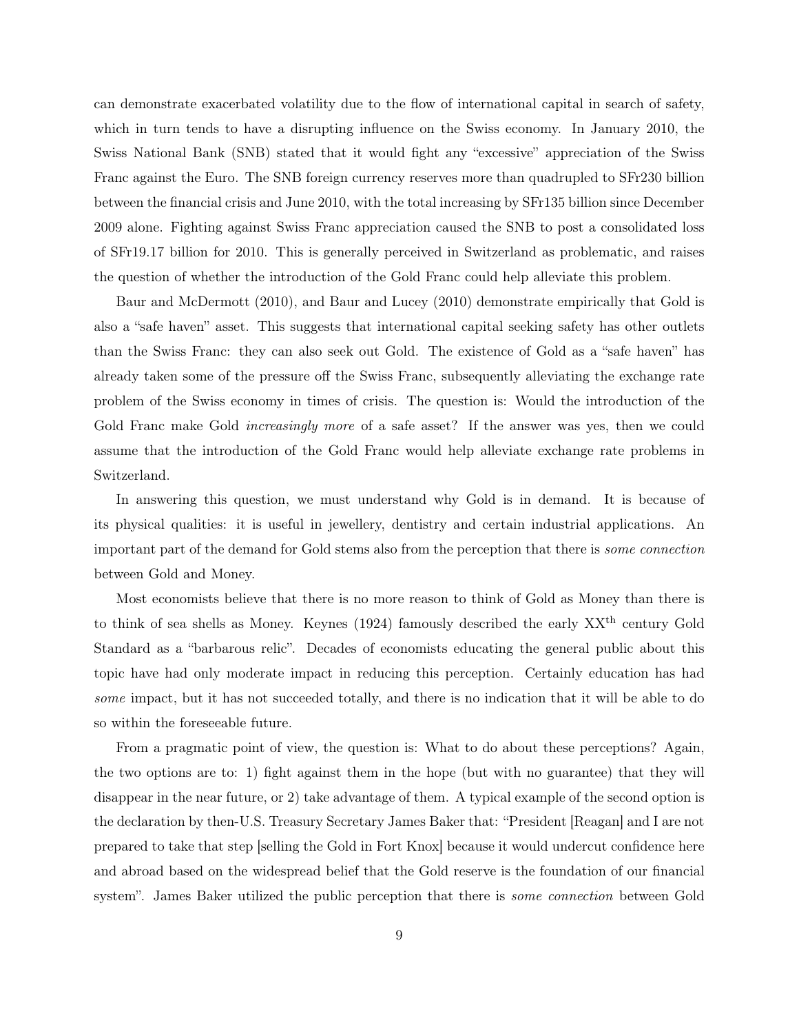can demonstrate exacerbated volatility due to the flow of international capital in search of safety, which in turn tends to have a disrupting influence on the Swiss economy. In January 2010, the Swiss National Bank (SNB) stated that it would fight any "excessive" appreciation of the Swiss Franc against the Euro. The SNB foreign currency reserves more than quadrupled to SFr230 billion between the financial crisis and June 2010, with the total increasing by SFr135 billion since December 2009 alone. Fighting against Swiss Franc appreciation caused the SNB to post a consolidated loss of SFr19.17 billion for 2010. This is generally perceived in Switzerland as problematic, and raises the question of whether the introduction of the Gold Franc could help alleviate this problem.

Baur and McDermott (2010), and Baur and Lucey (2010) demonstrate empirically that Gold is also a "safe haven" asset. This suggests that international capital seeking safety has other outlets than the Swiss Franc: they can also seek out Gold. The existence of Gold as a "safe haven" has already taken some of the pressure off the Swiss Franc, subsequently alleviating the exchange rate problem of the Swiss economy in times of crisis. The question is: Would the introduction of the Gold Franc make Gold *increasingly more* of a safe asset? If the answer was yes, then we could assume that the introduction of the Gold Franc would help alleviate exchange rate problems in Switzerland.

In answering this question, we must understand why Gold is in demand. It is because of its physical qualities: it is useful in jewellery, dentistry and certain industrial applications. An important part of the demand for Gold stems also from the perception that there is *some connection* between Gold and Money.

Most economists believe that there is no more reason to think of Gold as Money than there is to think of sea shells as Money. Keynes (1924) famously described the early XX$^{\text{th}}$ century Gold Standard as a "barbarous relic". Decades of economists educating the general public about this topic have had only moderate impact in reducing this perception. Certainly education has had *some* impact, but it has not succeeded totally, and there is no indication that it will be able to do so within the foreseeable future.

From a pragmatic point of view, the question is: What to do about these perceptions? Again, the two options are to: 1) fight against them in the hope (but with no guarantee) that they will disappear in the near future, or 2) take advantage of them. A typical example of the second option is the declaration by then-U.S. Treasury Secretary James Baker that: "President [Reagan] and I are not prepared to take that step [selling the Gold in Fort Knox] because it would undercut confidence here and abroad based on the widespread belief that the Gold reserve is the foundation of our financial system". James Baker utilized the public perception that there is *some connection* between Gold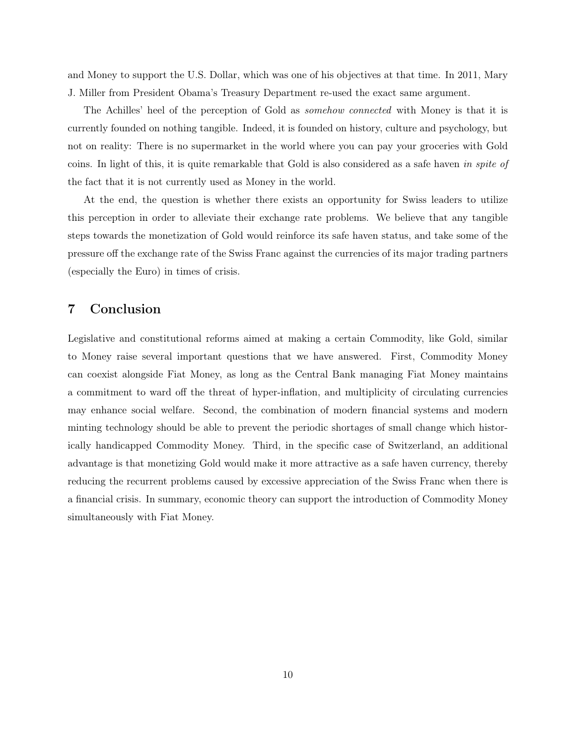and Money to support the U.S. Dollar, which was one of his objectives at that time. In 2011, Mary J. Miller from President Obama's Treasury Department re-used the exact same argument.

The Achilles' heel of the perception of Gold as *somehow connected* with Money is that it is currently founded on nothing tangible. Indeed, it is founded on history, culture and psychology, but not on reality: There is no supermarket in the world where you can pay your groceries with Gold coins. In light of this, it is quite remarkable that Gold is also considered as a safe haven *in spite of* the fact that it is not currently used as Money in the world.

At the end, the question is whether there exists an opportunity for Swiss leaders to utilize this perception in order to alleviate their exchange rate problems. We believe that any tangible steps towards the monetization of Gold would reinforce its safe haven status, and take some of the pressure off the exchange rate of the Swiss Franc against the currencies of its major trading partners (especially the Euro) in times of crisis.

## 7 Conclusion

Legislative and constitutional reforms aimed at making a certain Commodity, like Gold, similar to Money raise several important questions that we have answered. First, Commodity Money can coexist alongside Fiat Money, as long as the Central Bank managing Fiat Money maintains a commitment to ward off the threat of hyper-inflation, and multiplicity of circulating currencies may enhance social welfare. Second, the combination of modern financial systems and modern minting technology should be able to prevent the periodic shortages of small change which historically handicapped Commodity Money. Third, in the specific case of Switzerland, an additional advantage is that monetizing Gold would make it more attractive as a safe haven currency, thereby reducing the recurrent problems caused by excessive appreciation of the Swiss Franc when there is a financial crisis. In summary, economic theory can support the introduction of Commodity Money simultaneously with Fiat Money.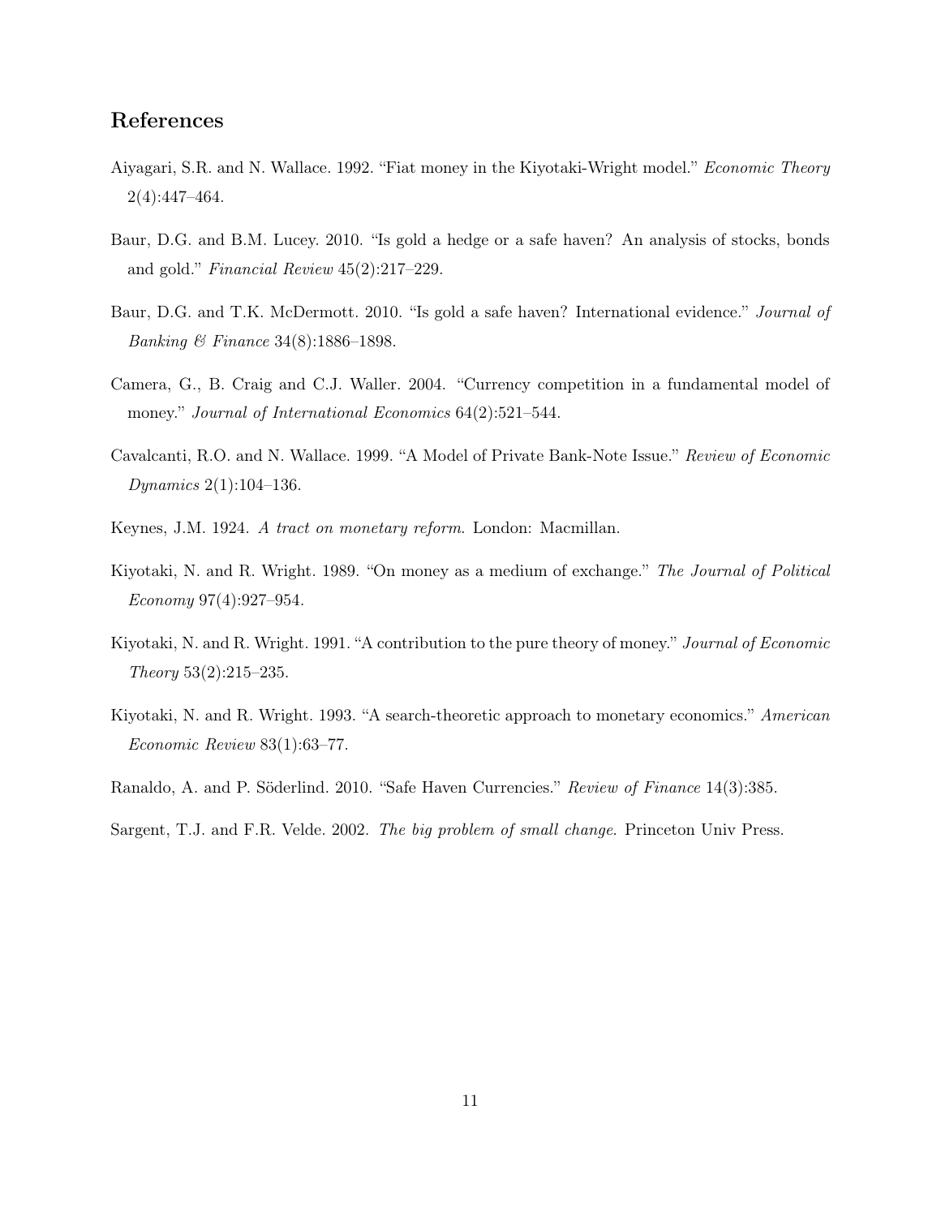## References

Aiyagari, S.R. and N. Wallace. 1992. "Fiat money in the Kiyotaki-Wright model." *Economic Theory* 2(4):447–464.

Baur, D.G. and B.M. Lucey. 2010. "Is gold a hedge or a safe haven? An analysis of stocks, bonds and gold." *Financial Review* 45(2):217–229.

Baur, D.G. and T.K. McDermott. 2010. "Is gold a safe haven? International evidence." *Journal of Banking & Finance* 34(8):1886–1898.

Camera, G., B. Craig and C.J. Waller. 2004. "Currency competition in a fundamental model of money." *Journal of International Economics* 64(2):521–544.

Cavalcanti, R.O. and N. Wallace. 1999. "A Model of Private Bank-Note Issue." *Review of Economic Dynamics* 2(1):104–136.

Keynes, J.M. 1924. *A tract on monetary reform*. London: Macmillan.

Kiyotaki, N. and R. Wright. 1989. "On money as a medium of exchange." *The Journal of Political Economy* 97(4):927–954.

Kiyotaki, N. and R. Wright. 1991. "A contribution to the pure theory of money." *Journal of Economic Theory* 53(2):215–235.

Kiyotaki, N. and R. Wright. 1993. "A search-theoretic approach to monetary economics." *American Economic Review* 83(1):63–77.

Ranaldo, A. and P. Söderlind. 2010. "Safe Haven Currencies." *Review of Finance* 14(3):385.

Sargent, T.J. and F.R. Velde. 2002. *The big problem of small change*. Princeton Univ Press.